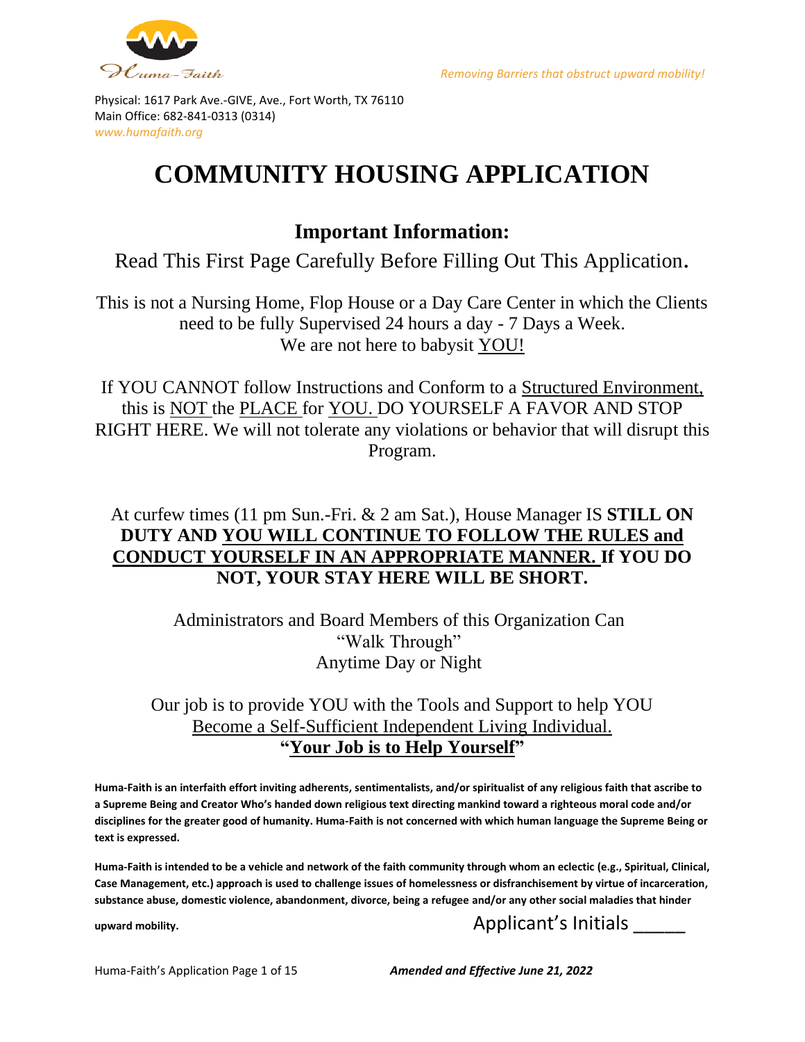Huma-Faith

*Removing Barriers that obstruct upward mobility!*

Physical: 1617 Park Ave.-GIVE, Ave., Fort Worth, TX 76110
Main Office: 682-841-0313 (0314)
*www.humafaith.org*

# COMMUNITY HOUSING APPLICATION

## Important Information:

Read This First Page Carefully Before Filling Out This Application.

This is not a Nursing Home, Flop House or a Day Care Center in which the Clients need to be fully Supervised 24 hours a day - 7 Days a Week.
We are not here to babysit YOU!

If YOU CANNOT follow Instructions and Conform to a Structured Environment, this is NOT the PLACE for YOU. DO YOURSELF A FAVOR AND STOP RIGHT HERE. We will not tolerate any violations or behavior that will disrupt this Program.

At curfew times (11 pm Sun.-Fri. & 2 am Sat.), House Manager IS **STILL ON DUTY AND YOU WILL CONTINUE TO FOLLOW THE RULES and CONDUCT YOURSELF IN AN APPROPRIATE MANNER. If YOU DO NOT, YOUR STAY HERE WILL BE SHORT.**

Administrators and Board Members of this Organization Can "Walk Through" Anytime Day or Night

Our job is to provide YOU with the Tools and Support to help YOU Become a Self-Sufficient Independent Living Individual.
**"Your Job is to Help Yourself"**

**Huma-Faith is an interfaith effort inviting adherents, sentimentalists, and/or spiritualist of any religious faith that ascribe to a Supreme Being and Creator Who's handed down religious text directing mankind toward a righteous moral code and/or disciplines for the greater good of humanity. Huma-Faith is not concerned with which human language the Supreme Being or text is expressed.**

**Huma-Faith is intended to be a vehicle and network of the faith community through whom an eclectic (e.g., Spiritual, Clinical, Case Management, etc.) approach is used to challenge issues of homelessness or disfranchisement by virtue of incarceration, substance abuse, domestic violence, abandonment, divorce, being a refugee and/or any other social maladies that hinder upward mobility.**

Applicant's Initials _____

*Amended and Effective June 21, 2022*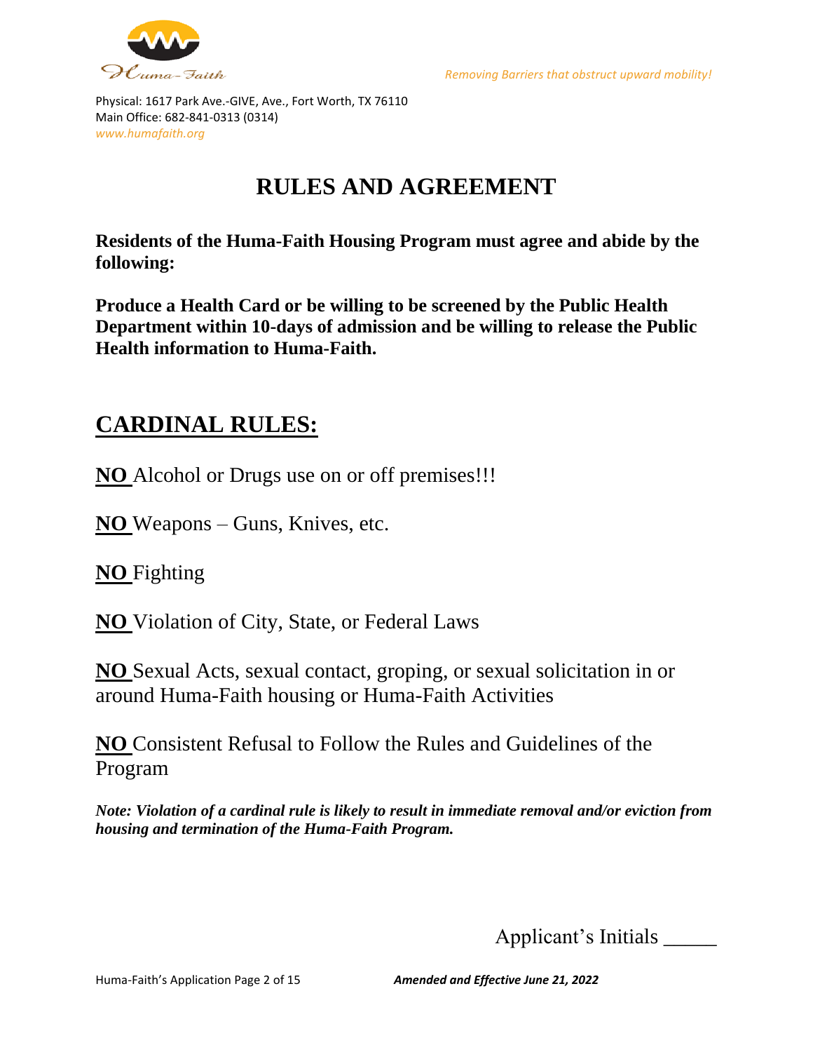Physical: 1617 Park Ave.-GIVE, Ave., Fort Worth, TX 76110
Main Office: 682-841-0313 (0314)
www.humafaith.org

*Removing Barriers that obstruct upward mobility!*

# RULES AND AGREEMENT

**Residents of the Huma-Faith Housing Program must agree and abide by the following:**

**Produce a Health Card or be willing to be screened by the Public Health Department within 10-days of admission and be willing to release the Public Health information to Huma-Faith.**

## CARDINAL RULES:

**NO** Alcohol or Drugs use on or off premises!!!

**NO** Weapons – Guns, Knives, etc.

**NO** Fighting

**NO** Violation of City, State, or Federal Laws

**NO** Sexual Acts, sexual contact, groping, or sexual solicitation in or around Huma-Faith housing or Huma-Faith Activities

**NO** Consistent Refusal to Follow the Rules and Guidelines of the Program

***Note: Violation of a cardinal rule is likely to result in immediate removal and/or eviction from housing and termination of the Huma-Faith Program.***

Applicant's Initials _____

***Amended and Effective June 21, 2022***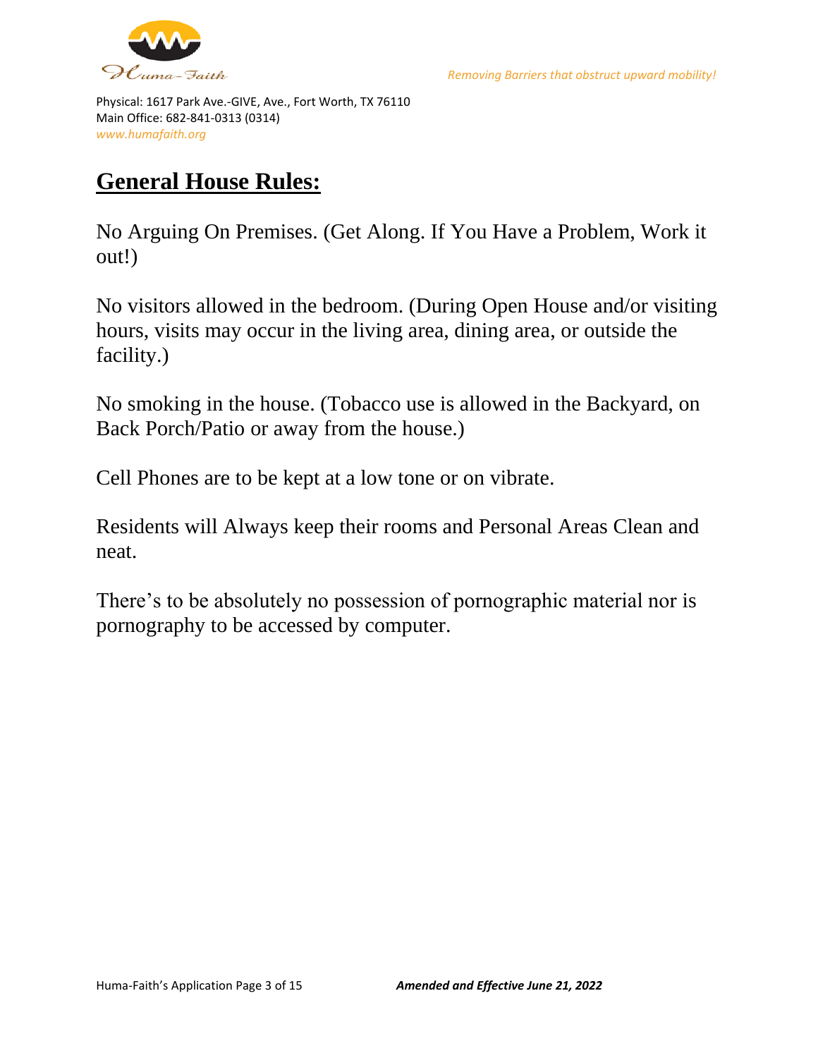Physical: 1617 Park Ave.-GIVE, Ave., Fort Worth, TX 76110
Main Office: 682-841-0313 (0314)
*www.humafaith.org*

*Removing Barriers that obstruct upward mobility!*

## General House Rules:

No Arguing On Premises. (Get Along. If You Have a Problem, Work it out!)

No visitors allowed in the bedroom. (During Open House and/or visiting hours, visits may occur in the living area, dining area, or outside the facility.)

No smoking in the house. (Tobacco use is allowed in the Backyard, on Back Porch/Patio or away from the house.)

Cell Phones are to be kept at a low tone or on vibrate.

Residents will Always keep their rooms and Personal Areas Clean and neat.

There's to be absolutely no possession of pornographic material nor is pornography to be accessed by computer.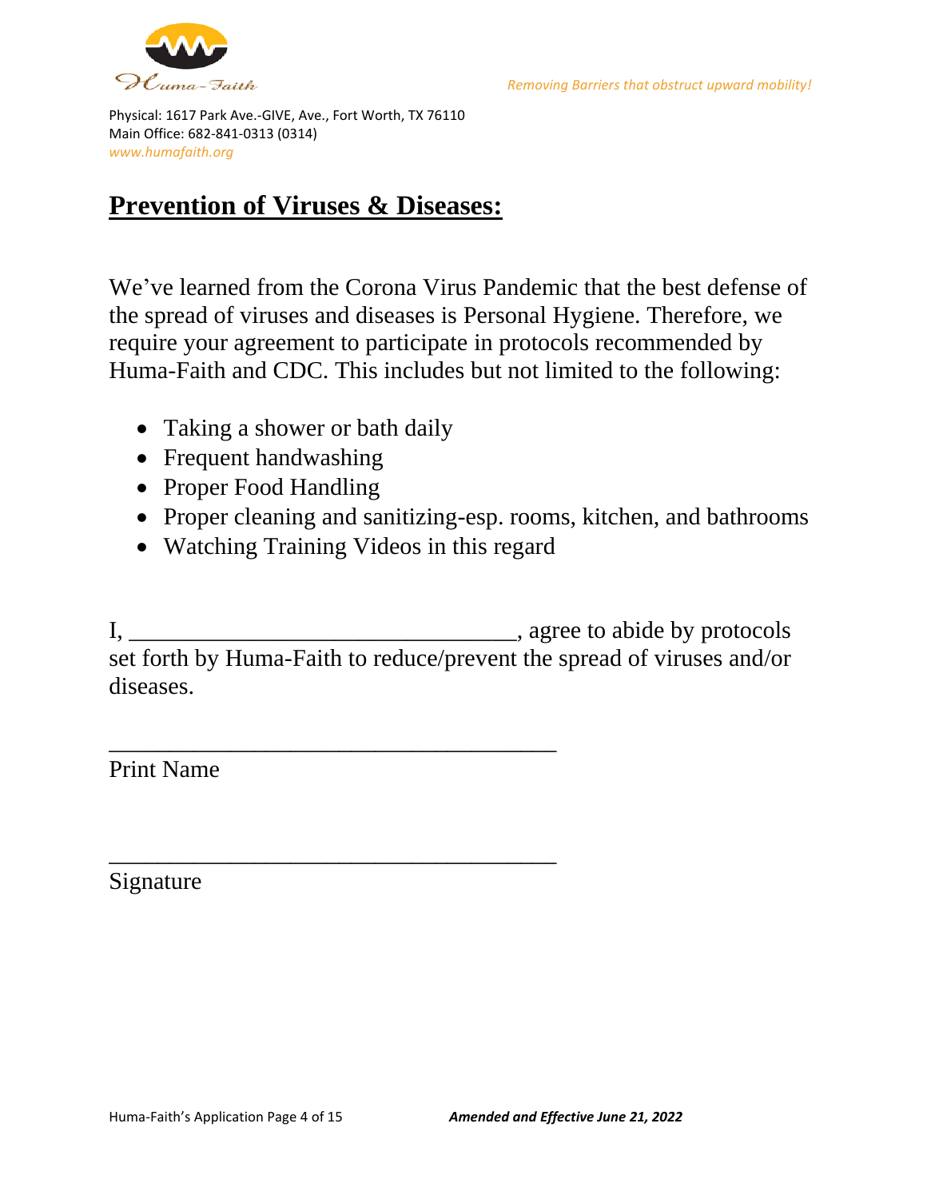*Removing Barriers that obstruct upward mobility!*

Physical: 1617 Park Ave.-GIVE, Ave., Fort Worth, TX 76110
Main Office: 682-841-0313 (0314)
*www.humafaith.org*

## Prevention of Viruses & Diseases:

We've learned from the Corona Virus Pandemic that the best defense of the spread of viruses and diseases is Personal Hygiene. Therefore, we require your agreement to participate in protocols recommended by Huma-Faith and CDC. This includes but not limited to the following:

- Taking a shower or bath daily
- Frequent handwashing
- Proper Food Handling
- Proper cleaning and sanitizing-esp. rooms, kitchen, and bathrooms
- Watching Training Videos in this regard

I, ________________________________, agree to abide by protocols set forth by Huma-Faith to reduce/prevent the spread of viruses and/or diseases.

______________________________________
Print Name

______________________________________
Signature

***Amended and Effective June 21, 2022***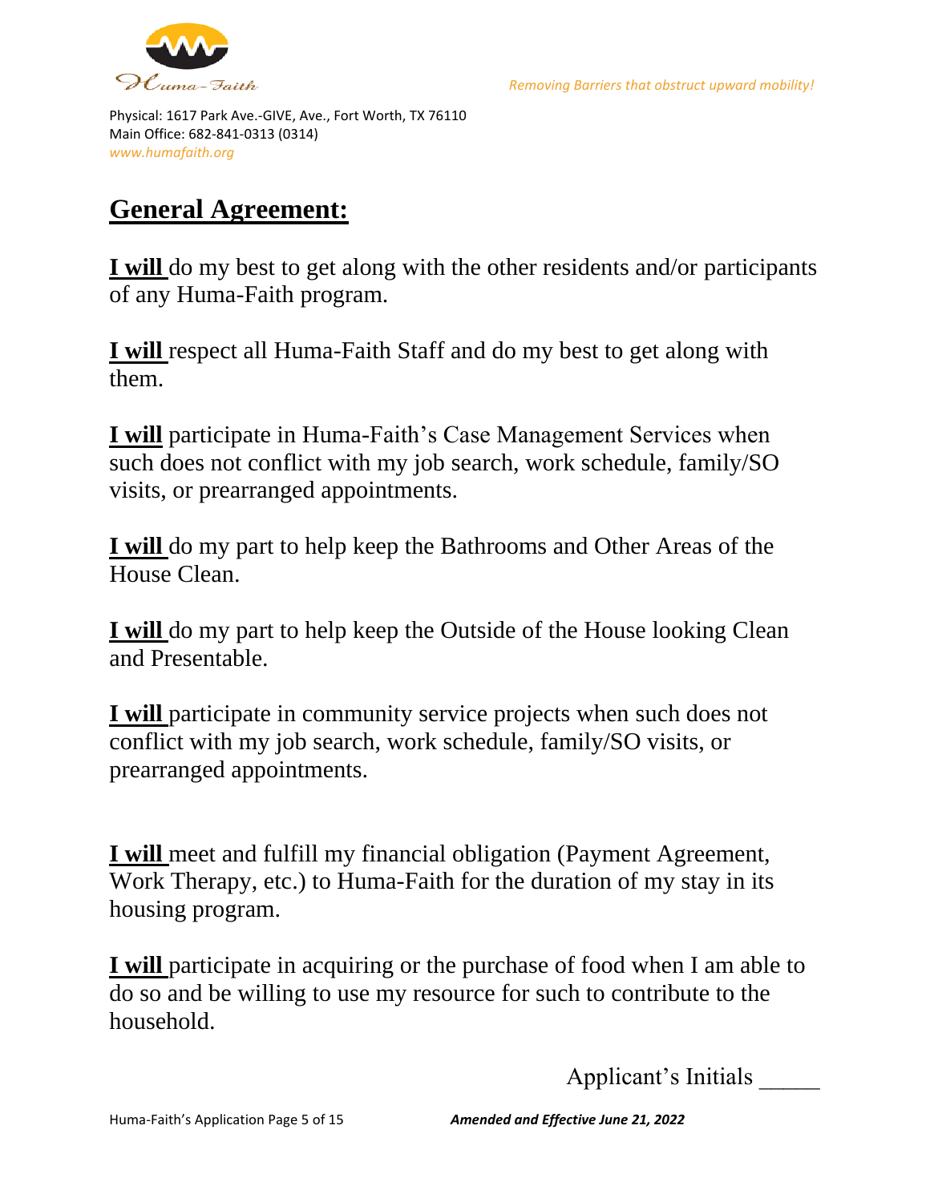Removing Barriers that obstruct upward mobility!

Physical: 1617 Park Ave.-GIVE, Ave., Fort Worth, TX 76110
Main Office: 682-841-0313 (0314)
*www.humafaith.org*

## General Agreement:

**I will** do my best to get along with the other residents and/or participants of any Huma-Faith program.

**I will** respect all Huma-Faith Staff and do my best to get along with them.

**I will** participate in Huma-Faith's Case Management Services when such does not conflict with my job search, work schedule, family/SO visits, or prearranged appointments.

**I will** do my part to help keep the Bathrooms and Other Areas of the House Clean.

**I will** do my part to help keep the Outside of the House looking Clean and Presentable.

**I will** participate in community service projects when such does not conflict with my job search, work schedule, family/SO visits, or prearranged appointments.

**I will** meet and fulfill my financial obligation (Payment Agreement, Work Therapy, etc.) to Huma-Faith for the duration of my stay in its housing program.

**I will** participate in acquiring or the purchase of food when I am able to do so and be willing to use my resource for such to contribute to the household.

Applicant's Initials _____

*Amended and Effective June 21, 2022*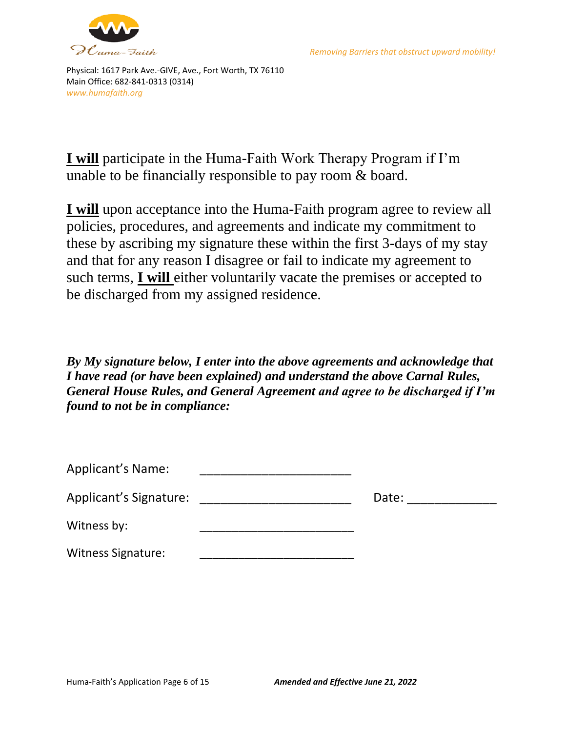Huma-Faith

*Removing Barriers that obstruct upward mobility!*

Physical: 1617 Park Ave.-GIVE, Ave., Fort Worth, TX 76110
Main Office: 682-841-0313 (0314)
*www.humafaith.org*

**I will** participate in the Huma-Faith Work Therapy Program if I'm unable to be financially responsible to pay room & board.

**I will** upon acceptance into the Huma-Faith program agree to review all policies, procedures, and agreements and indicate my commitment to these by ascribing my signature these within the first 3-days of my stay and that for any reason I disagree or fail to indicate my agreement to such terms, **I will** either voluntarily vacate the premises or accepted to be discharged from my assigned residence.

***By My signature below, I enter into the above agreements and acknowledge that I have read (or have been explained) and understand the above Carnal Rules, General House Rules, and General Agreement and agree to be discharged if I'm found to not be in compliance:***

Applicant's Name: ______________________

Applicant's Signature: ______________________ Date: _____________

Witness by: ______________________

Witness Signature: ______________________

***Amended and Effective June 21, 2022***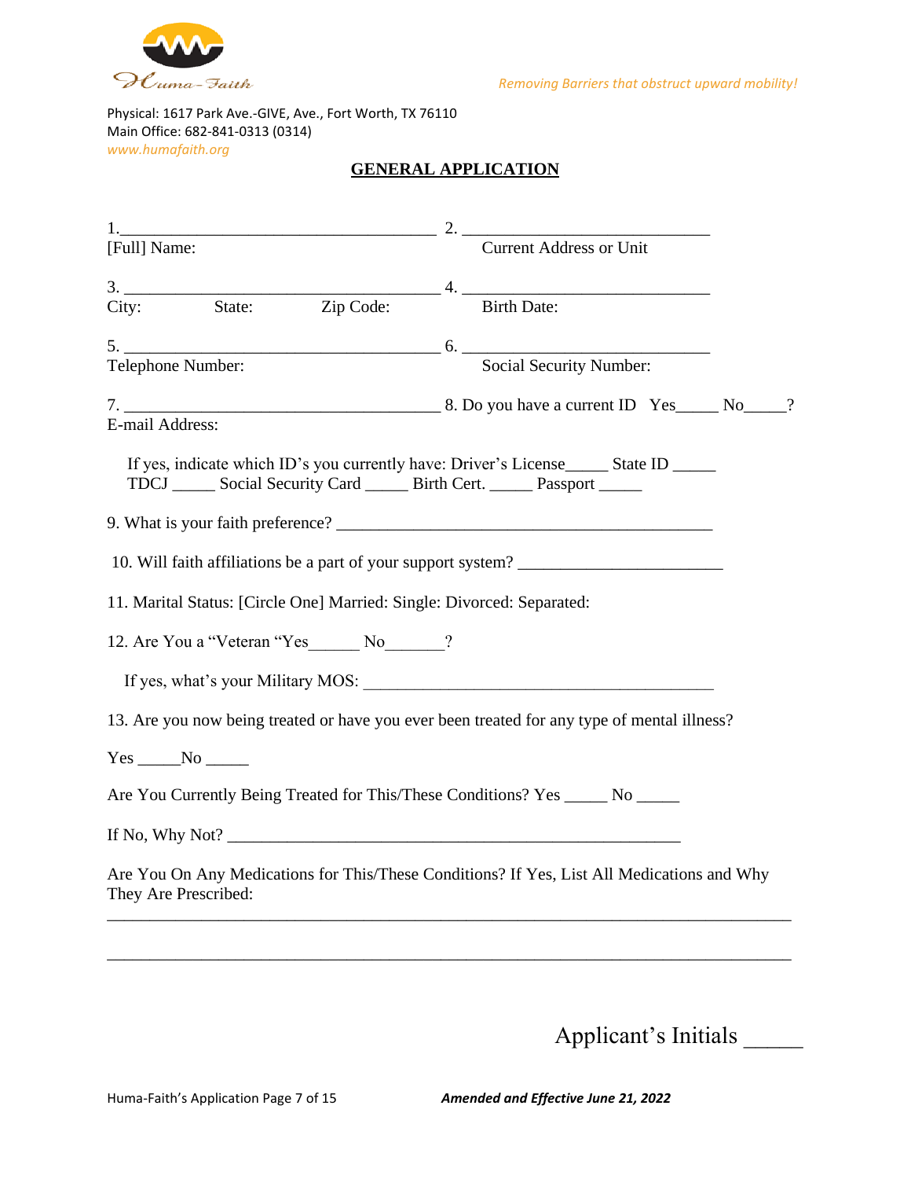Huma-Faith

*Removing Barriers that obstruct upward mobility!*

Physical: 1617 Park Ave.-GIVE, Ave., Fort Worth, TX 76110
Main Office: 682-841-0313 (0314)
*www.humafaith.org*

## GENERAL APPLICATION

1.______________________________________ 2. ____________________________
[Full] Name: Current Address or Unit

3. ____________________________________ 4. ____________________________
City: State: Zip Code: Birth Date:

5. ____________________________________ 6. ____________________________
Telephone Number: Social Security Number:

7. ____________________________________ 8. Do you have a current ID Yes_____ No_____?
E-mail Address:

If yes, indicate which ID's you currently have: Driver's License_____ State ID _____
TDCJ _____ Social Security Card _____ Birth Cert. _____ Passport _____

9. What is your faith preference? ___________________________________________

10. Will faith affiliations be a part of your support system? _______________________

11. Marital Status: [Circle One] Married: Single: Divorced: Separated:

12. Are You a "Veteran "Yes______ No_______?

If yes, what's your Military MOS: ________________________________________

13. Are you now being treated or have you ever been treated for any type of mental illness?

Yes _____No _____

Are You Currently Being Treated for This/These Conditions? Yes _____ No _____

If No, Why Not? ____________________________________________________

Are You On Any Medications for This/These Conditions? If Yes, List All Medications and Why They Are Prescribed:

_____________________________________________________________________________

_____________________________________________________________________________

Applicant's Initials _____

*Amended and Effective June 21, 2022*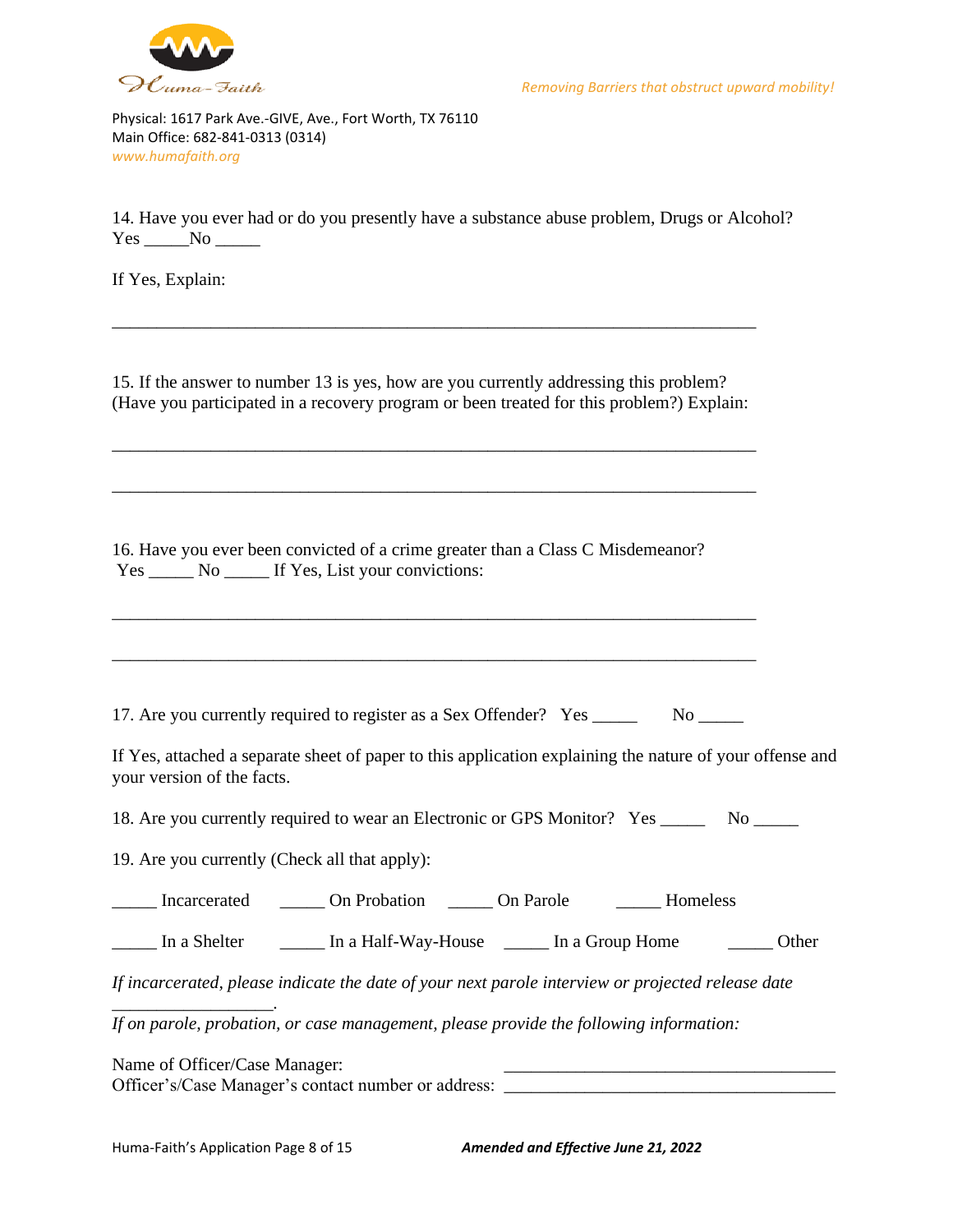Removing Barriers that obstruct upward mobility!

Physical: 1617 Park Ave.-GIVE, Ave., Fort Worth, TX 76110
Main Office: 682-841-0313 (0314)
www.humafaith.org

14. Have you ever had or do you presently have a substance abuse problem, Drugs or Alcohol?
Yes _____No _____

If Yes, Explain:

______________________________________________________________________

15. If the answer to number 13 is yes, how are you currently addressing this problem? (Have you participated in a recovery program or been treated for this problem?) Explain:

______________________________________________________________________

______________________________________________________________________

16. Have you ever been convicted of a crime greater than a Class C Misdemeanor?
Yes _____ No _____ If Yes, List your convictions:

______________________________________________________________________

______________________________________________________________________

17. Are you currently required to register as a Sex Offender? Yes _____ No _____

If Yes, attached a separate sheet of paper to this application explaining the nature of your offense and your version of the facts.

18. Are you currently required to wear an Electronic or GPS Monitor? Yes _____ No _____

19. Are you currently (Check all that apply):

_____ Incarcerated _____ On Probation _____ On Parole _____ Homeless

_____ In a Shelter _____ In a Half-Way-House _____ In a Group Home _____ Other

*If incarcerated, please indicate the date of your next parole interview or projected release date* __________________.

*If on parole, probation, or case management, please provide the following information:*

Name of Officer/Case Manager: ___________________________________
Officer's/Case Manager's contact number or address: ___________________________________

Amended and Effective June 21, 2022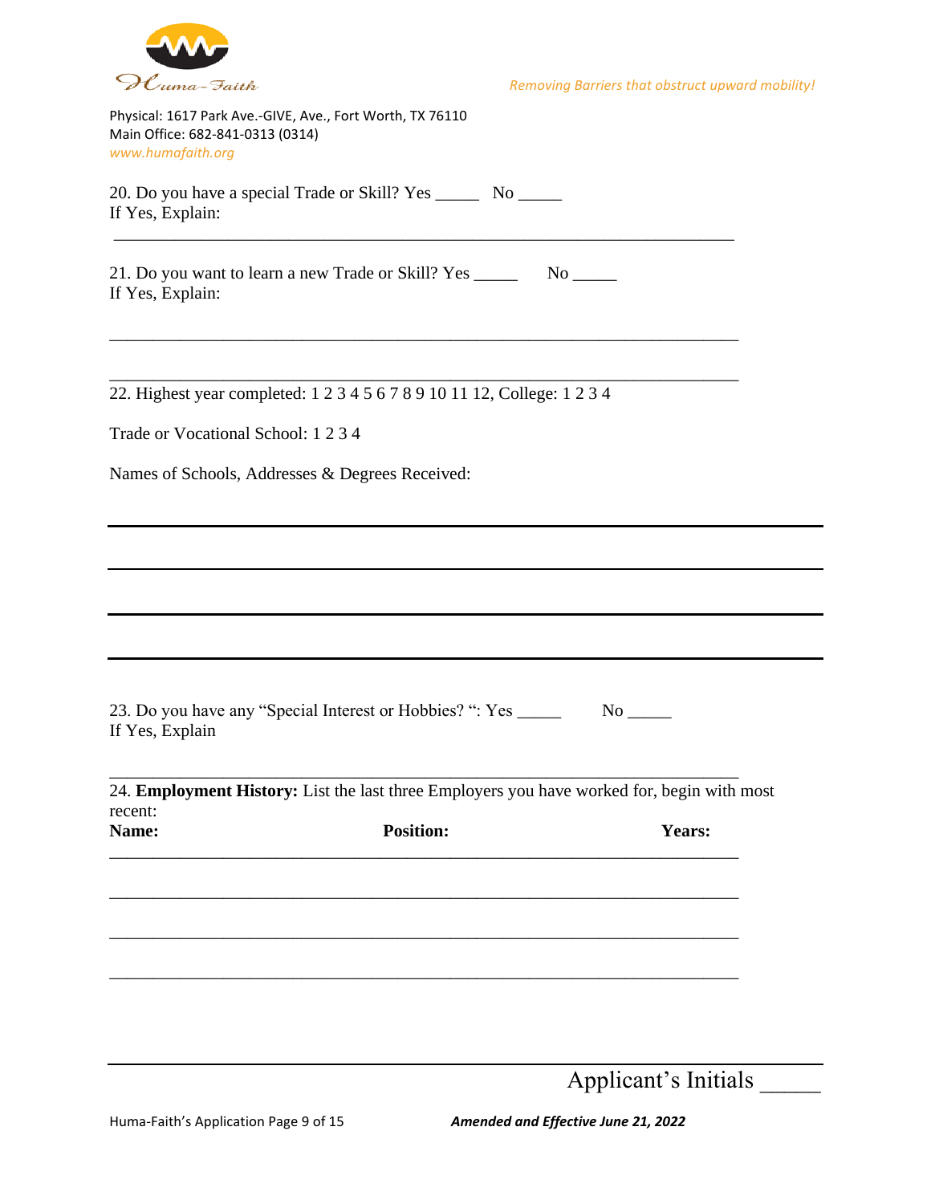Physical: 1617 Park Ave.-GIVE, Ave., Fort Worth, TX 76110
Main Office: 682-841-0313 (0314)
*www.humafaith.org*

*Removing Barriers that obstruct upward mobility!*

20. Do you have a special Trade or Skill? Yes _____ No _____
If Yes, Explain:

___________________________________________________________________________

21. Do you want to learn a new Trade or Skill? Yes _____ No _____
If Yes, Explain:

___________________________________________________________________________

___________________________________________________________________________

22. Highest year completed: 1 2 3 4 5 6 7 8 9 10 11 12, College: 1 2 3 4

Trade or Vocational School: 1 2 3 4

Names of Schools, Addresses & Degrees Received:

___________________________________________________________________________

___________________________________________________________________________

___________________________________________________________________________

___________________________________________________________________________

23. Do you have any "Special Interest or Hobbies? ": Yes _____ No _____
If Yes, Explain

___________________________________________________________________________

24. **Employment History:** List the last three Employers you have worked for, begin with most recent:

| **Name:** | **Position:** | **Years:** |
|---|---|---|
| | | |
| | | |
| | | |
| | | |

Applicant's Initials _____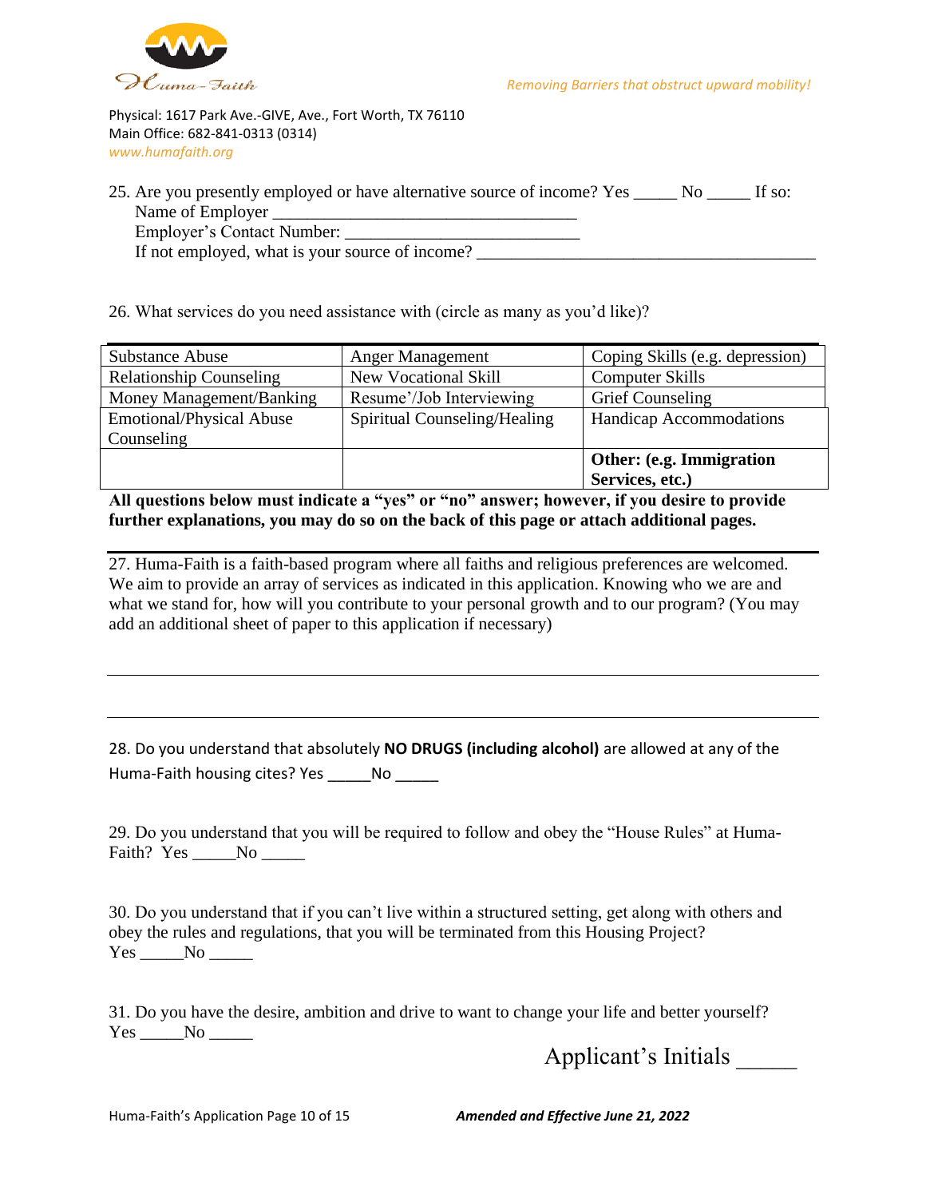Physical: 1617 Park Ave.-GIVE, Ave., Fort Worth, TX 76110
Main Office: 682-841-0313 (0314)
*www.humafaith.org*

*Removing Barriers that obstruct upward mobility!*

25. Are you presently employed or have alternative source of income? Yes _____ No _____ If so:
    Name of Employer ___________________________________
    Employer's Contact Number: ___________________________
    If not employed, what is your source of income? _______________________________________

26. What services do you need assistance with (circle as many as you'd like)?

| Substance Abuse | Anger Management | Coping Skills (e.g. depression) |
|---|---|---|
| Relationship Counseling | New Vocational Skill | Computer Skills |
| Money Management/Banking | Resume'/Job Interviewing | Grief Counseling |
| Emotional/Physical Abuse Counseling | Spiritual Counseling/Healing | Handicap Accommodations |
| | | **Other: (e.g. Immigration Services, etc.)** |

**All questions below must indicate a "yes" or "no" answer; however, if you desire to provide further explanations, you may do so on the back of this page or attach additional pages.**

27. Huma-Faith is a faith-based program where all faiths and religious preferences are welcomed. We aim to provide an array of services as indicated in this application. Knowing who we are and what we stand for, how will you contribute to your personal growth and to our program? (You may add an additional sheet of paper to this application if necessary)

_______________________________________________________________________________

_______________________________________________________________________________

28. Do you understand that absolutely **NO DRUGS (including alcohol)** are allowed at any of the Huma-Faith housing cites? Yes _____No _____

29. Do you understand that you will be required to follow and obey the "House Rules" at Huma-Faith? Yes _____No _____

30. Do you understand that if you can't live within a structured setting, get along with others and obey the rules and regulations, that you will be terminated from this Housing Project?
Yes _____No _____

31. Do you have the desire, ambition and drive to want to change your life and better yourself?
Yes _____No _____

Applicant's Initials _____

*Amended and Effective June 21, 2022*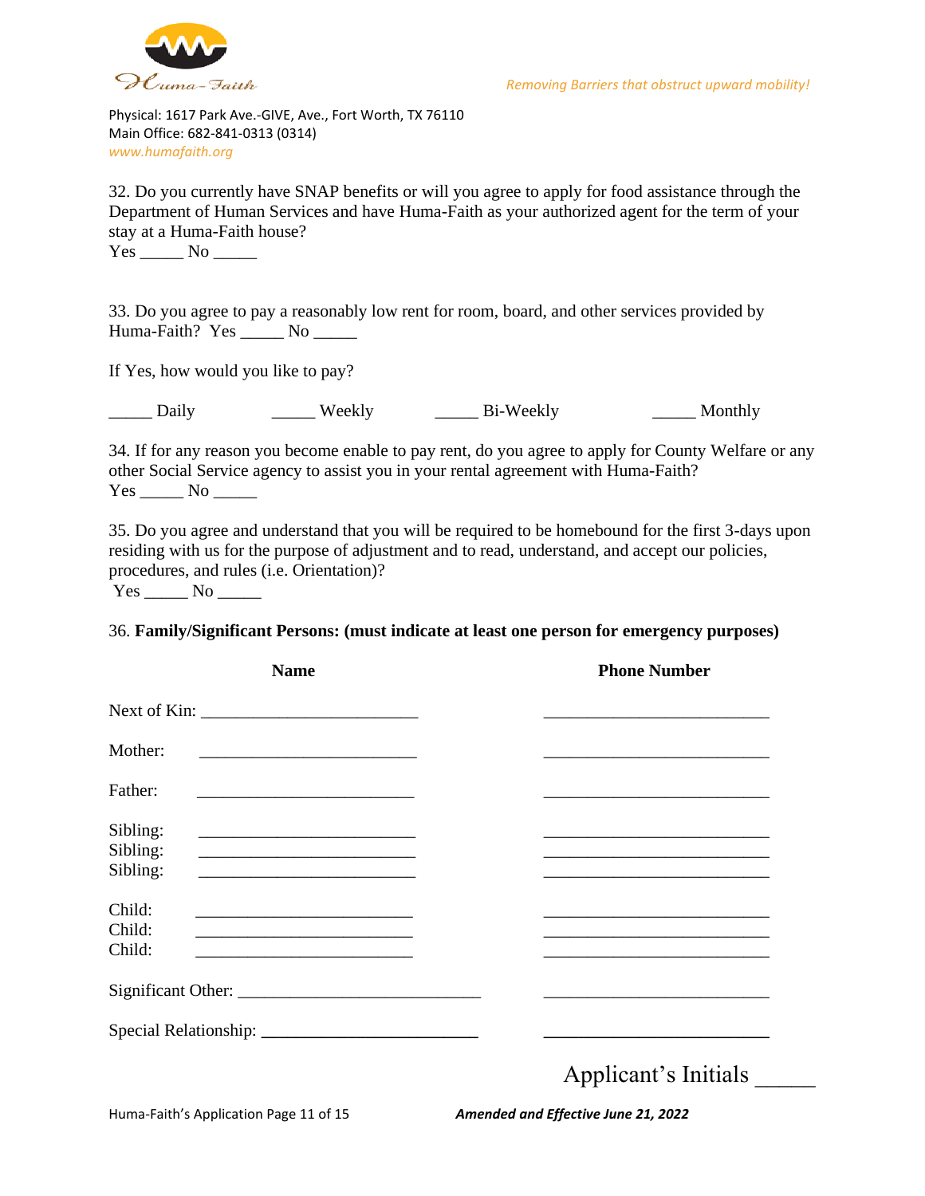Removing Barriers that obstruct upward mobility!

Physical: 1617 Park Ave.-GIVE, Ave., Fort Worth, TX 76110
Main Office: 682-841-0313 (0314)
www.humafaith.org

32. Do you currently have SNAP benefits or will you agree to apply for food assistance through the Department of Human Services and have Huma-Faith as your authorized agent for the term of your stay at a Huma-Faith house?
Yes _____ No _____

33. Do you agree to pay a reasonably low rent for room, board, and other services provided by Huma-Faith? Yes _____ No _____

If Yes, how would you like to pay?

_____ Daily _____ Weekly _____ Bi-Weekly _____ Monthly

34. If for any reason you become enable to pay rent, do you agree to apply for County Welfare or any other Social Service agency to assist you in your rental agreement with Huma-Faith?
Yes _____ No _____

35. Do you agree and understand that you will be required to be homebound for the first 3-days upon residing with us for the purpose of adjustment and to read, understand, and accept our policies, procedures, and rules (i.e. Orientation)?
Yes _____ No _____

36. **Family/Significant Persons: (must indicate at least one person for emergency purposes)**

| | **Name** | **Phone Number** |
|---|---|---|
| Next of Kin: | __________________________ | __________________________ |
| Mother: | __________________________ | __________________________ |
| Father: | __________________________ | __________________________ |
| Sibling: | __________________________ | __________________________ |
| Sibling: | __________________________ | __________________________ |
| Sibling: | __________________________ | __________________________ |
| Child: | __________________________ | __________________________ |
| Child: | __________________________ | __________________________ |
| Child: | __________________________ | __________________________ |
| Significant Other: | __________________________ | __________________________ |
| Special Relationship: | __________________________ | __________________________ |

Applicant's Initials _____

*Amended and Effective June 21, 2022*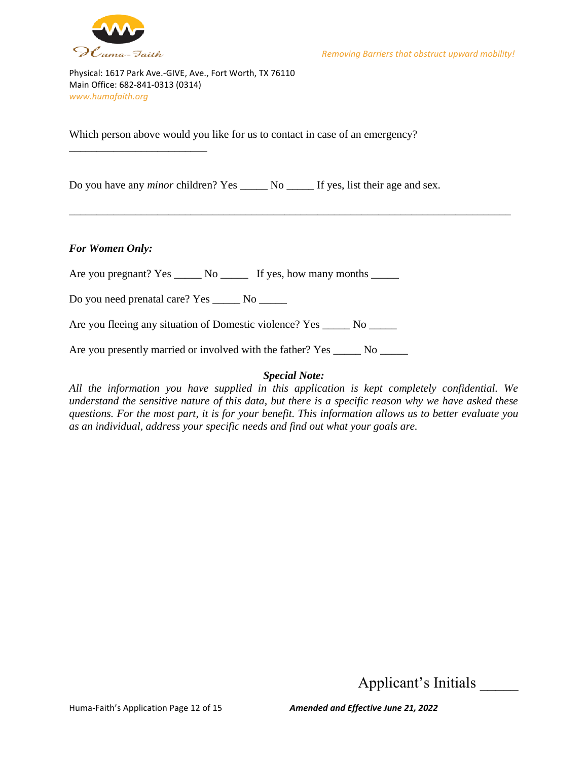Which person above would you like for us to contact in case of an emergency?

_________________________

Do you have any *minor* children? Yes _____ No _____ If yes, list their age and sex.

________________________________________________________________________________

***For Women Only:***

Are you pregnant? Yes _____ No _____ If yes, how many months _____

Do you need prenatal care? Yes _____ No _____

Are you fleeing any situation of Domestic violence? Yes _____ No _____

Are you presently married or involved with the father? Yes _____ No _____

***Special Note:***

*All the information you have supplied in this application is kept completely confidential. We understand the sensitive nature of this data, but there is a specific reason why we have asked these questions. For the most part, it is for your benefit. This information allows us to better evaluate you as an individual, address your specific needs and find out what your goals are.*

Applicant's Initials _____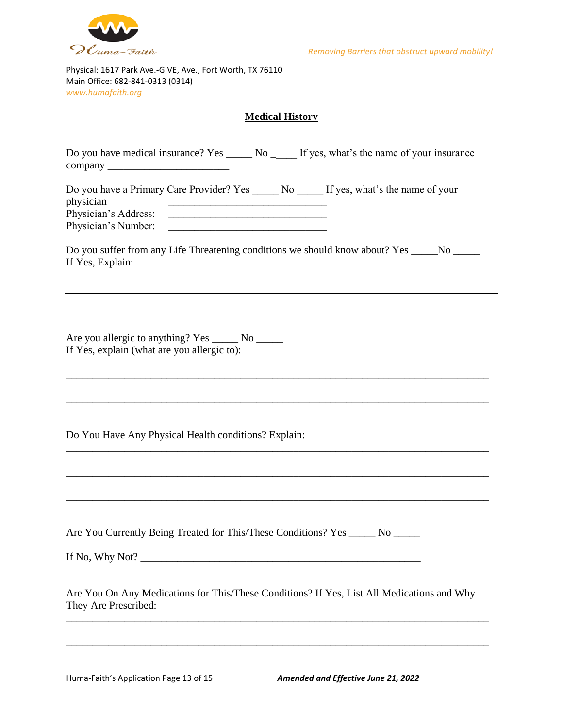Huma-Faith

*Removing Barriers that obstruct upward mobility!*

Physical: 1617 Park Ave.-GIVE, Ave., Fort Worth, TX 76110
Main Office: 682-841-0313 (0314)
*www.humafaith.org*

## Medical History

Do you have medical insurance? Yes _____ No _____ If yes, what's the name of your insurance company _______________________

Do you have a Primary Care Provider? Yes _____ No _____ If yes, what's the name of your physician ______________________________
Physician's Address: ______________________________
Physician's Number: ______________________________

Do you suffer from any Life Threatening conditions we should know about? Yes _____No _____
If Yes, Explain:

________________________________________________________________________________

________________________________________________________________________________

Are you allergic to anything? Yes _____ No _____
If Yes, explain (what are you allergic to):

________________________________________________________________________________

________________________________________________________________________________

Do You Have Any Physical Health conditions? Explain:
________________________________________________________________________________

________________________________________________________________________________

________________________________________________________________________________

Are You Currently Being Treated for This/These Conditions? Yes _____ No _____

If No, Why Not? _____________________________________________________

Are You On Any Medications for This/These Conditions? If Yes, List All Medications and Why They Are Prescribed:
________________________________________________________________________________

________________________________________________________________________________

*Amended and Effective June 21, 2022*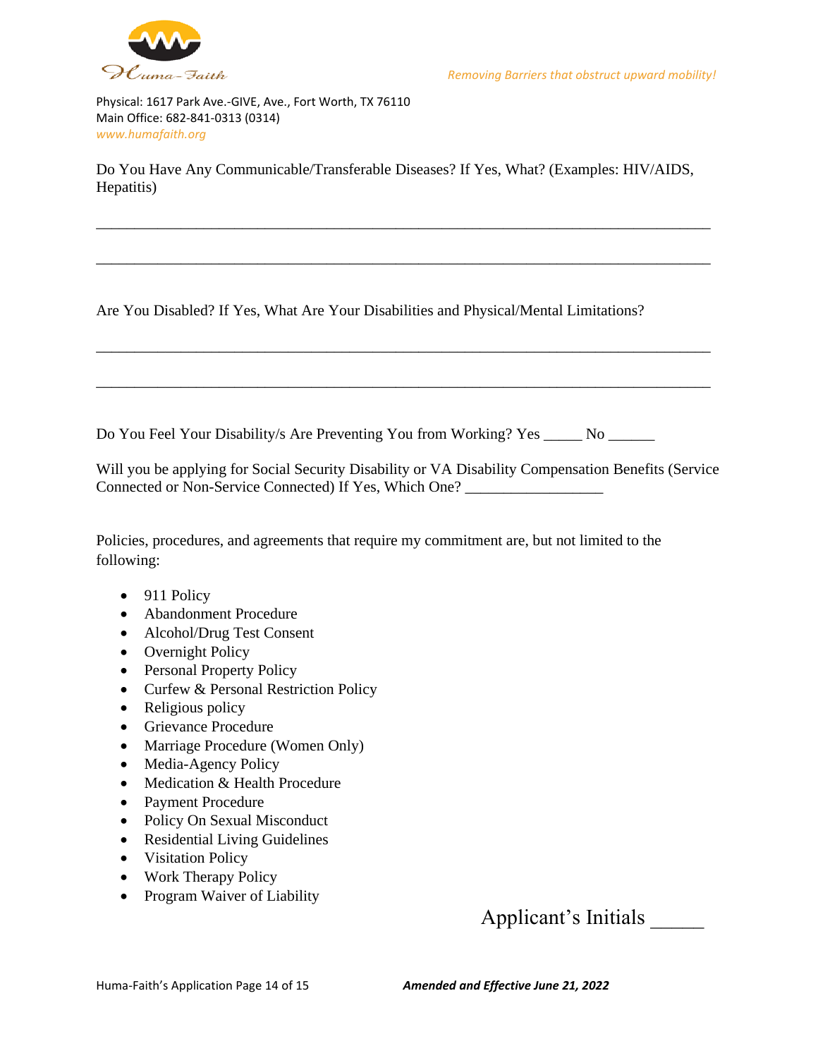Do You Have Any Communicable/Transferable Diseases? If Yes, What? (Examples: HIV/AIDS, Hepatitis)

___________________________________________________________________________

___________________________________________________________________________

Are You Disabled? If Yes, What Are Your Disabilities and Physical/Mental Limitations?

___________________________________________________________________________

___________________________________________________________________________

Do You Feel Your Disability/s Are Preventing You from Working? Yes _____ No ______

Will you be applying for Social Security Disability or VA Disability Compensation Benefits (Service Connected or Non-Service Connected) If Yes, Which One? __________________

Policies, procedures, and agreements that require my commitment are, but not limited to the following:

- 911 Policy
- Abandonment Procedure
- Alcohol/Drug Test Consent
- Overnight Policy
- Personal Property Policy
- Curfew & Personal Restriction Policy
- Religious policy
- Grievance Procedure
- Marriage Procedure (Women Only)
- Media-Agency Policy
- Medication & Health Procedure
- Payment Procedure
- Policy On Sexual Misconduct
- Residential Living Guidelines
- Visitation Policy
- Work Therapy Policy
- Program Waiver of Liability

Applicant's Initials _____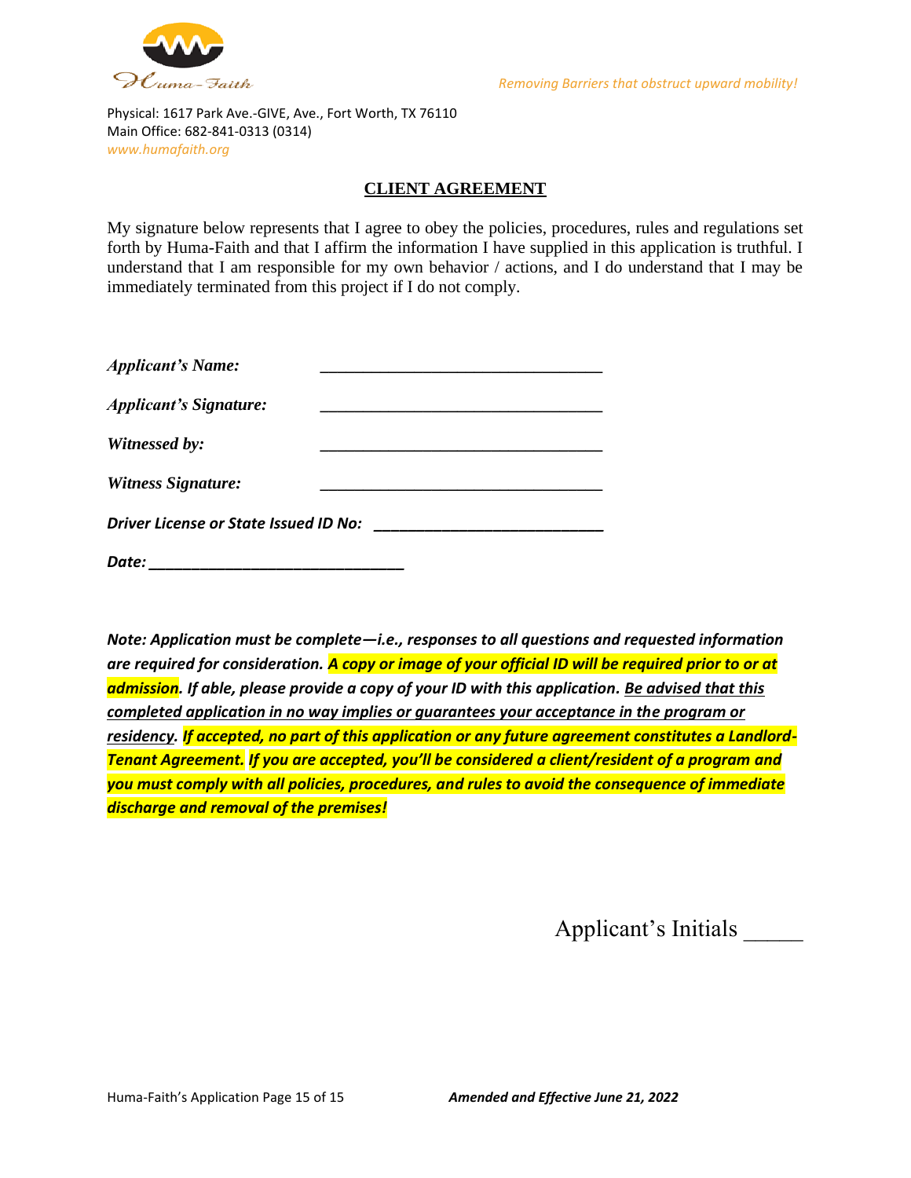Huma-Faith

*Removing Barriers that obstruct upward mobility!*

Physical: 1617 Park Ave.-GIVE, Ave., Fort Worth, TX 76110
Main Office: 682-841-0313 (0314)
*www.humafaith.org*

## CLIENT AGREEMENT

My signature below represents that I agree to obey the policies, procedures, rules and regulations set forth by Huma-Faith and that I affirm the information I have supplied in this application is truthful. I understand that I am responsible for my own behavior / actions, and I do understand that I may be immediately terminated from this project if I do not comply.

***Applicant's Name:*** _________________________________

***Applicant's Signature:*** _________________________________

***Witnessed by:*** _________________________________

***Witness Signature:*** _________________________________

***Driver License or State Issued ID No:*** ___________________________

***Date:*** ______________________________

***Note: Application must be complete—i.e., responses to all questions and requested information are required for consideration. A copy or image of your official ID will be required prior to or at admission. If able, please provide a copy of your ID with this application. Be advised that this completed application in no way implies or guarantees your acceptance in the program or residency. If accepted, no part of this application or any future agreement constitutes a Landlord-Tenant Agreement. If you are accepted, you'll be considered a client/resident of a program and you must comply with all policies, procedures, and rules to avoid the consequence of immediate discharge and removal of the premises!***

Applicant's Initials _____

*Amended and Effective June 21, 2022*